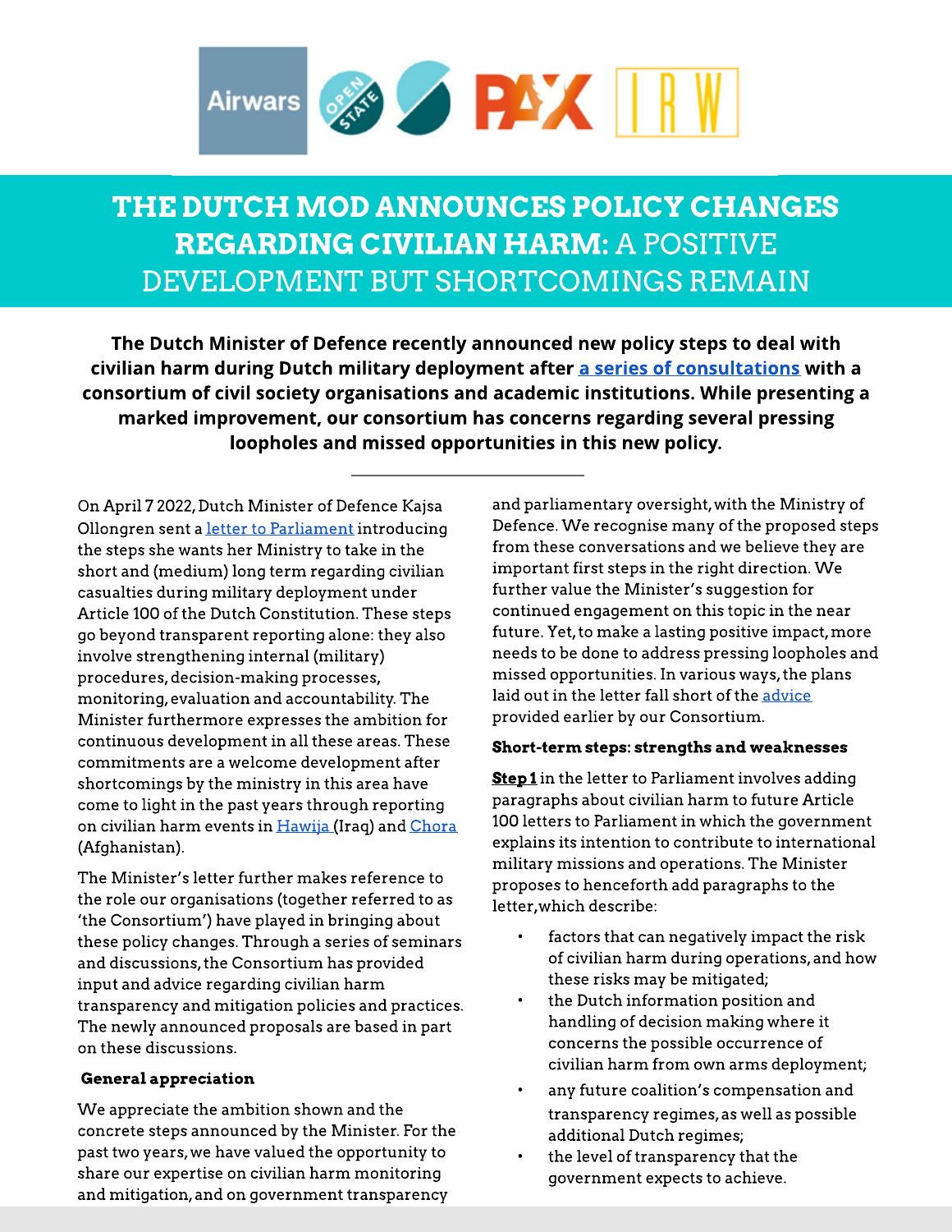# THE DUTCH MOD ANNOUNCES POLICY CHANGES REGARDING CIVILIAN HARM: A POSITIVE DEVELOPMENT BUT SHORTCOMINGS REMAIN

**The Dutch Minister of Defence recently announced new policy steps to deal with civilian harm during Dutch military deployment after a series of consultations with a consortium of civil society organisations and academic institutions. While presenting a marked improvement, our consortium has concerns regarding several pressing loopholes and missed opportunities in this new policy.**

---

On April 7 2022, Dutch Minister of Defence Kajsa Ollongren sent a letter to Parliament introducing the steps she wants her Ministry to take in the short and (medium) long term regarding civilian casualties during military deployment under Article 100 of the Dutch Constitution. These steps go beyond transparent reporting alone: they also involve strengthening internal (military) procedures, decision-making processes, monitoring, evaluation and accountability. The Minister furthermore expresses the ambition for continuous development in all these areas. These commitments are a welcome development after shortcomings by the ministry in this area have come to light in the past years through reporting on civilian harm events in Hawija (Iraq) and Chora (Afghanistan).

The Minister's letter further makes reference to the role our organisations (together referred to as 'the Consortium') have played in bringing about these policy changes. Through a series of seminars and discussions, the Consortium has provided input and advice regarding civilian harm transparency and mitigation policies and practices. The newly announced proposals are based in part on these discussions.

### General appreciation

We appreciate the ambition shown and the concrete steps announced by the Minister. For the past two years, we have valued the opportunity to share our expertise on civilian harm monitoring and mitigation, and on government transparency and parliamentary oversight, with the Ministry of Defence. We recognise many of the proposed steps from these conversations and we believe they are important first steps in the right direction. We further value the Minister's suggestion for continued engagement on this topic in the near future. Yet, to make a lasting positive impact, more needs to be done to address pressing loopholes and missed opportunities. In various ways, the plans laid out in the letter fall short of the advice provided earlier by our Consortium.

### Short-term steps: strengths and weaknesses

**Step 1** in the letter to Parliament involves adding paragraphs about civilian harm to future Article 100 letters to Parliament in which the government explains its intention to contribute to international military missions and operations. The Minister proposes to henceforth add paragraphs to the letter, which describe:

- factors that can negatively impact the risk of civilian harm during operations, and how these risks may be mitigated;
- the Dutch information position and handling of decision making where it concerns the possible occurrence of civilian harm from own arms deployment;
- any future coalition's compensation and transparency regimes, as well as possible additional Dutch regimes;
- the level of transparency that the government expects to achieve.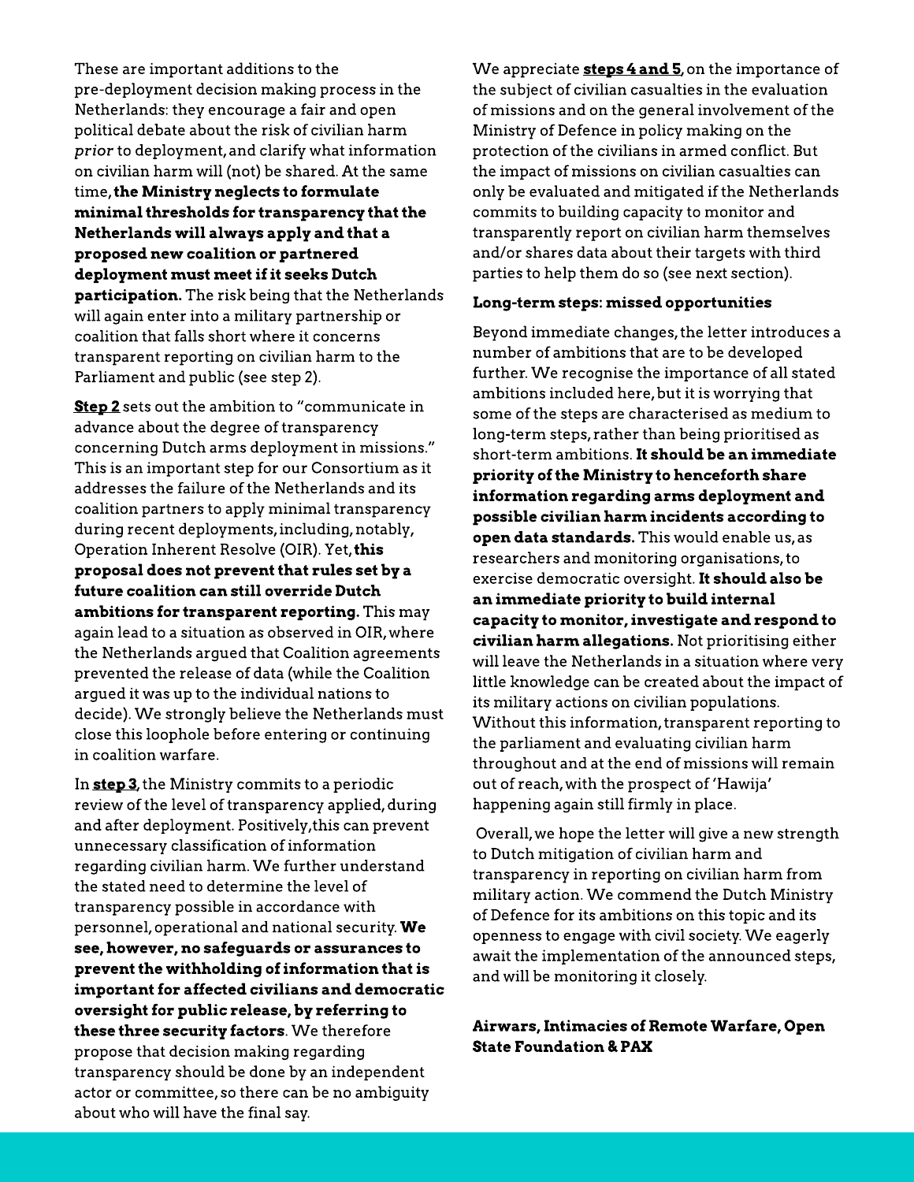These are important additions to the pre-deployment decision making process in the Netherlands: they encourage a fair and open political debate about the risk of civilian harm *prior* to deployment, and clarify what information on civilian harm will (not) be shared. At the same time, **the Ministry neglects to formulate minimal thresholds for transparency that the Netherlands will always apply and that a proposed new coalition or partnered deployment must meet if it seeks Dutch participation.** The risk being that the Netherlands will again enter into a military partnership or coalition that falls short where it concerns transparent reporting on civilian harm to the Parliament and public (see step 2).

**Step 2** sets out the ambition to "communicate in advance about the degree of transparency concerning Dutch arms deployment in missions." This is an important step for our Consortium as it addresses the failure of the Netherlands and its coalition partners to apply minimal transparency during recent deployments, including, notably, Operation Inherent Resolve (OIR). Yet, **this proposal does not prevent that rules set by a future coalition can still override Dutch ambitions for transparent reporting.** This may again lead to a situation as observed in OIR, where the Netherlands argued that Coalition agreements prevented the release of data (while the Coalition argued it was up to the individual nations to decide). We strongly believe the Netherlands must close this loophole before entering or continuing in coalition warfare.

In **step 3**, the Ministry commits to a periodic review of the level of transparency applied, during and after deployment. Positively, this can prevent unnecessary classification of information regarding civilian harm. We further understand the stated need to determine the level of transparency possible in accordance with personnel, operational and national security. **We see, however, no safeguards or assurances to prevent the withholding of information that is important for affected civilians and democratic oversight for public release, by referring to these three security factors**. We therefore propose that decision making regarding transparency should be done by an independent actor or committee, so there can be no ambiguity about who will have the final say.

We appreciate **steps 4 and 5**, on the importance of the subject of civilian casualties in the evaluation of missions and on the general involvement of the Ministry of Defence in policy making on the protection of the civilians in armed conflict. But the impact of missions on civilian casualties can only be evaluated and mitigated if the Netherlands commits to building capacity to monitor and transparently report on civilian harm themselves and/or shares data about their targets with third parties to help them do so (see next section).

**Long-term steps: missed opportunities**

Beyond immediate changes, the letter introduces a number of ambitions that are to be developed further. We recognise the importance of all stated ambitions included here, but it is worrying that some of the steps are characterised as medium to long-term steps, rather than being prioritised as short-term ambitions. **It should be an immediate priority of the Ministry to henceforth share information regarding arms deployment and possible civilian harm incidents according to open data standards.** This would enable us, as researchers and monitoring organisations, to exercise democratic oversight. **It should also be an immediate priority to build internal capacity to monitor, investigate and respond to civilian harm allegations.** Not prioritising either will leave the Netherlands in a situation where very little knowledge can be created about the impact of its military actions on civilian populations. Without this information, transparent reporting to the parliament and evaluating civilian harm throughout and at the end of missions will remain out of reach, with the prospect of 'Hawija' happening again still firmly in place.

Overall, we hope the letter will give a new strength to Dutch mitigation of civilian harm and transparency in reporting on civilian harm from military action. We commend the Dutch Ministry of Defence for its ambitions on this topic and its openness to engage with civil society. We eagerly await the implementation of the announced steps, and will be monitoring it closely.

**Airwars, Intimacies of Remote Warfare, Open State Foundation & PAX**